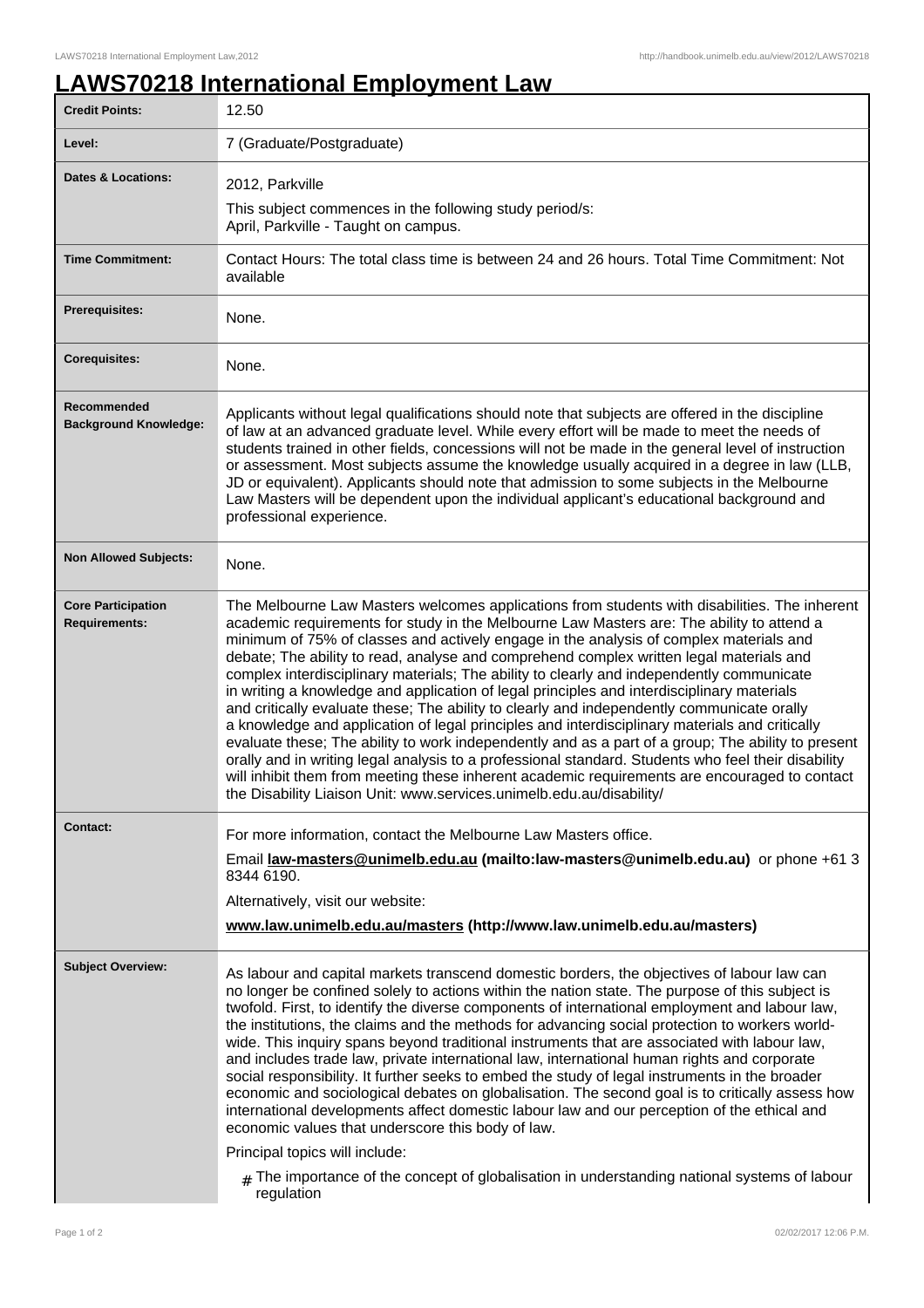# LAWS70218 International Employment Law

| | |
|---|---|
| **Credit Points:** | 12.50 |
| **Level:** | 7 (Graduate/Postgraduate) |
| **Dates & Locations:** | 2012, Parkville<br>This subject commences in the following study period/s:<br>April, Parkville - Taught on campus. |
| **Time Commitment:** | Contact Hours: The total class time is between 24 and 26 hours. Total Time Commitment: Not available |
| **Prerequisites:** | None. |
| **Corequisites:** | None. |
| **Recommended Background Knowledge:** | Applicants without legal qualifications should note that subjects are offered in the discipline of law at an advanced graduate level. While every effort will be made to meet the needs of students trained in other fields, concessions will not be made in the general level of instruction or assessment. Most subjects assume the knowledge usually acquired in a degree in law (LLB, JD or equivalent). Applicants should note that admission to some subjects in the Melbourne Law Masters will be dependent upon the individual applicant's educational background and professional experience. |
| **Non Allowed Subjects:** | None. |
| **Core Participation Requirements:** | The Melbourne Law Masters welcomes applications from students with disabilities. The inherent academic requirements for study in the Melbourne Law Masters are: The ability to attend a minimum of 75% of classes and actively engage in the analysis of complex materials and debate; The ability to read, analyse and comprehend complex written legal materials and complex interdisciplinary materials; The ability to clearly and independently communicate in writing a knowledge and application of legal principles and interdisciplinary materials and critically evaluate these; The ability to clearly and independently communicate orally a knowledge and application of legal principles and interdisciplinary materials and critically evaluate these; The ability to work independently and as a part of a group; The ability to present orally and in writing legal analysis to a professional standard. Students who feel their disability will inhibit them from meeting these inherent academic requirements are encouraged to contact the Disability Liaison Unit: www.services.unimelb.edu.au/disability/ |
| **Contact:** | For more information, contact the Melbourne Law Masters office.<br>Email **law-masters@unimelb.edu.au (mailto:law-masters@unimelb.edu.au)** or phone +61 3 8344 6190.<br>Alternatively, visit our website:<br>**www.law.unimelb.edu.au/masters (http://www.law.unimelb.edu.au/masters)** |
| **Subject Overview:** | As labour and capital markets transcend domestic borders, the objectives of labour law can no longer be confined solely to actions within the nation state. The purpose of this subject is twofold. First, to identify the diverse components of international employment and labour law, the institutions, the claims and the methods for advancing social protection to workers world-wide. This inquiry spans beyond traditional instruments that are associated with labour law, and includes trade law, private international law, international human rights and corporate social responsibility. It further seeks to embed the study of legal instruments in the broader economic and sociological debates on globalisation. The second goal is to critically assess how international developments affect domestic labour law and our perception of the ethical and economic values that underscore this body of law.<br>Principal topics will include:<br># The importance of the concept of globalisation in understanding national systems of labour regulation |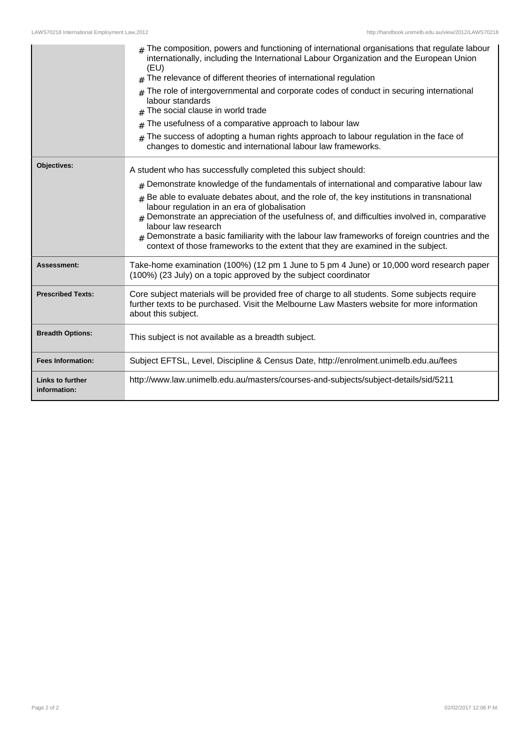| | |
|---|---|
| | # The composition, powers and functioning of international organisations that regulate labour internationally, including the International Labour Organization and the European Union (EU)<br># The relevance of different theories of international regulation<br># The role of intergovernmental and corporate codes of conduct in securing international labour standards<br># The social clause in world trade<br># The usefulness of a comparative approach to labour law<br># The success of adopting a human rights approach to labour regulation in the face of changes to domestic and international labour law frameworks. |
| **Objectives:** | A student who has successfully completed this subject should:<br># Demonstrate knowledge of the fundamentals of international and comparative labour law<br># Be able to evaluate debates about, and the role of, the key institutions in transnational labour regulation in an era of globalisation<br># Demonstrate an appreciation of the usefulness of, and difficulties involved in, comparative labour law research<br># Demonstrate a basic familiarity with the labour law frameworks of foreign countries and the context of those frameworks to the extent that they are examined in the subject. |
| **Assessment:** | Take-home examination (100%) (12 pm 1 June to 5 pm 4 June) or 10,000 word research paper (100%) (23 July) on a topic approved by the subject coordinator |
| **Prescribed Texts:** | Core subject materials will be provided free of charge to all students. Some subjects require further texts to be purchased. Visit the Melbourne Law Masters website for more information about this subject. |
| **Breadth Options:** | This subject is not available as a breadth subject. |
| **Fees Information:** | Subject EFTSL, Level, Discipline & Census Date, http://enrolment.unimelb.edu.au/fees |
| **Links to further information:** | http://www.law.unimelb.edu.au/masters/courses-and-subjects/subject-details/sid/5211 |